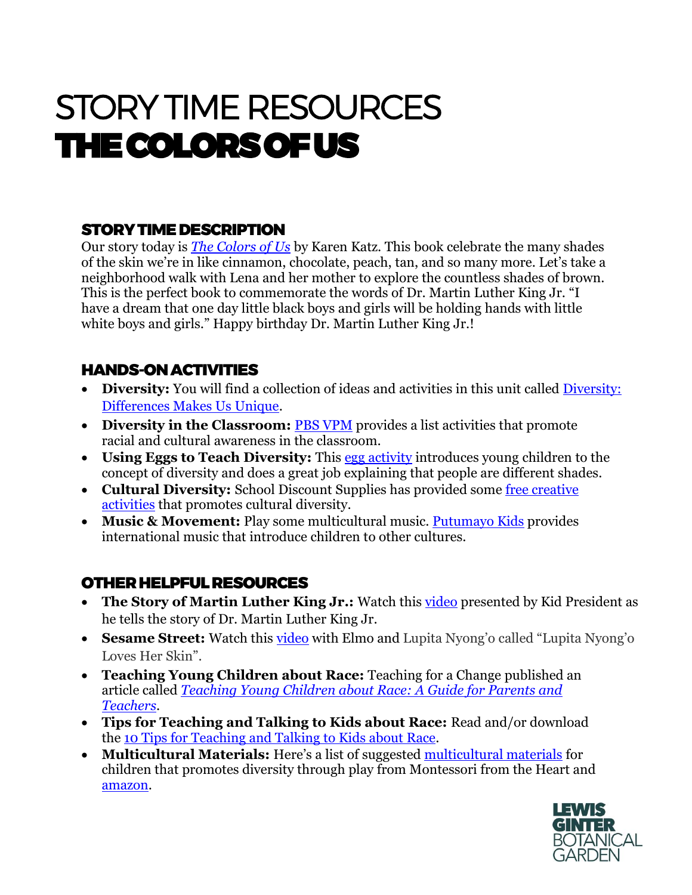# STORY TIME RESOURCES
# THE COLORS OF US

## STORY TIME DESCRIPTION

Our story today is *The Colors of Us* by Karen Katz. This book celebrate the many shades of the skin we're in like cinnamon, chocolate, peach, tan, and so many more. Let's take a neighborhood walk with Lena and her mother to explore the countless shades of brown. This is the perfect book to commemorate the words of Dr. Martin Luther King Jr. "I have a dream that one day little black boys and girls will be holding hands with little white boys and girls." Happy birthday Dr. Martin Luther King Jr.!

## HANDS-ON ACTIVITIES

- **Diversity:** You will find a collection of ideas and activities in this unit called Diversity: Differences Makes Us Unique.
- **Diversity in the Classroom:** PBS VPM provides a list activities that promote racial and cultural awareness in the classroom.
- **Using Eggs to Teach Diversity:** This egg activity introduces young children to the concept of diversity and does a great job explaining that people are different shades.
- **Cultural Diversity:** School Discount Supplies has provided some free creative activities that promotes cultural diversity.
- **Music & Movement:** Play some multicultural music. Putumayo Kids provides international music that introduce children to other cultures.

## OTHER HELPFUL RESOURCES

- **The Story of Martin Luther King Jr.:** Watch this video presented by Kid President as he tells the story of Dr. Martin Luther King Jr.
- **Sesame Street:** Watch this video with Elmo and Lupita Nyong'o called "Lupita Nyong'o Loves Her Skin".
- **Teaching Young Children about Race:** Teaching for a Change published an article called *Teaching Young Children about Race: A Guide for Parents and Teachers*.
- **Tips for Teaching and Talking to Kids about Race:** Read and/or download the 10 Tips for Teaching and Talking to Kids about Race.
- **Multicultural Materials:** Here's a list of suggested multicultural materials for children that promotes diversity through play from Montessori from the Heart and amazon.

LEWIS GINTER BOTANICAL GARDEN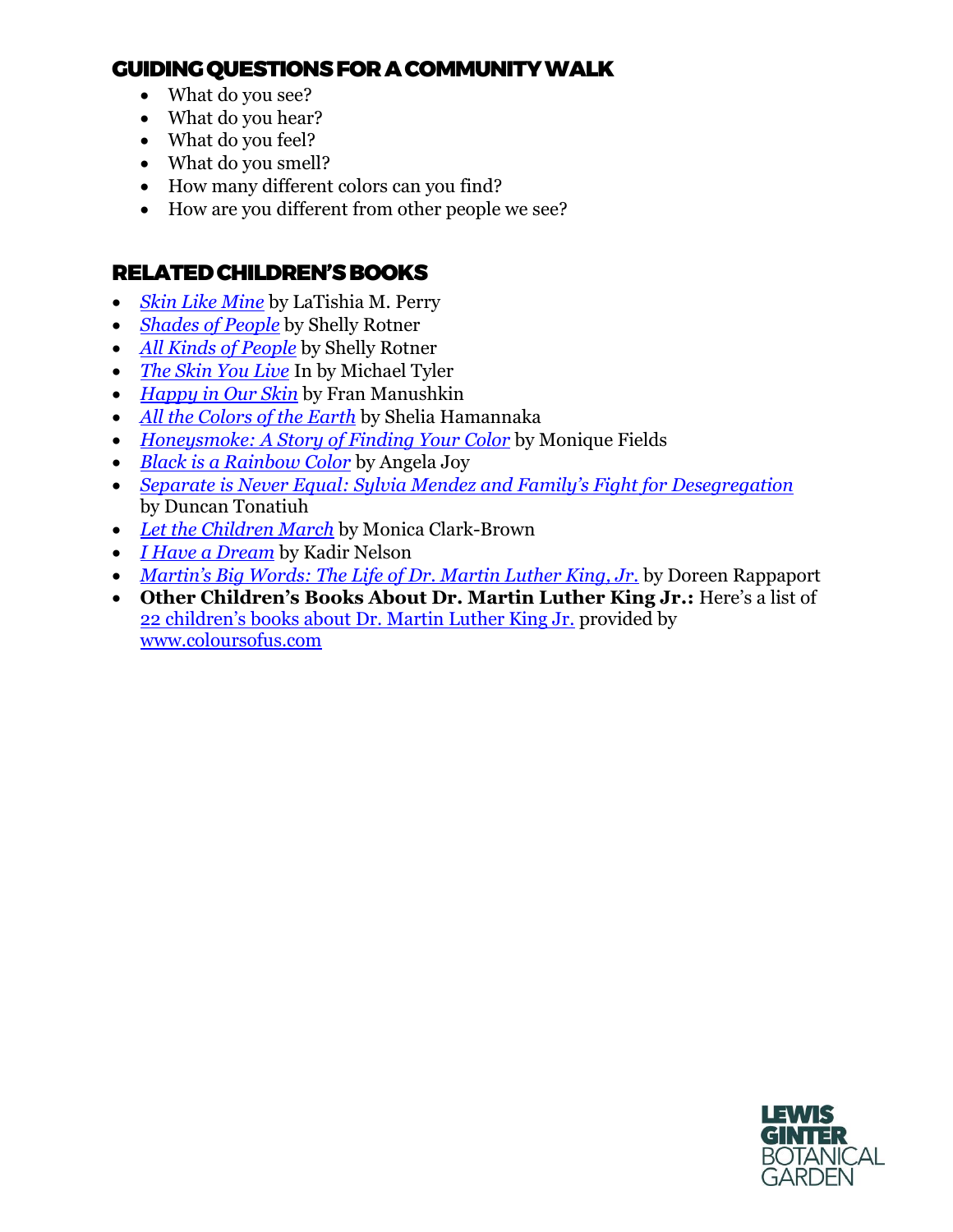## GUIDING QUESTIONS FOR A COMMUNITY WALK

- What do you see?
- What do you hear?
- What do you feel?
- What do you smell?
- How many different colors can you find?
- How are you different from other people we see?

## RELATED CHILDREN'S BOOKS

- *Skin Like Mine* by LaTishia M. Perry
- *Shades of People* by Shelly Rotner
- *All Kinds of People* by Shelly Rotner
- *The Skin You Live* In by Michael Tyler
- *Happy in Our Skin* by Fran Manushkin
- *All the Colors of the Earth* by Shelia Hamannaka
- *Honeysmoke: A Story of Finding Your Color* by Monique Fields
- *Black is a Rainbow Color* by Angela Joy
- *Separate is Never Equal: Sylvia Mendez and Family's Fight for Desegregation* by Duncan Tonatiuh
- *Let the Children March* by Monica Clark-Brown
- *I Have a Dream* by Kadir Nelson
- *Martin's Big Words: The Life of Dr. Martin Luther King, Jr.* by Doreen Rappaport
- **Other Children's Books About Dr. Martin Luther King Jr.:** Here's a list of 22 children's books about Dr. Martin Luther King Jr. provided by www.coloursofus.com

LEWIS GINTER BOTANICAL GARDEN